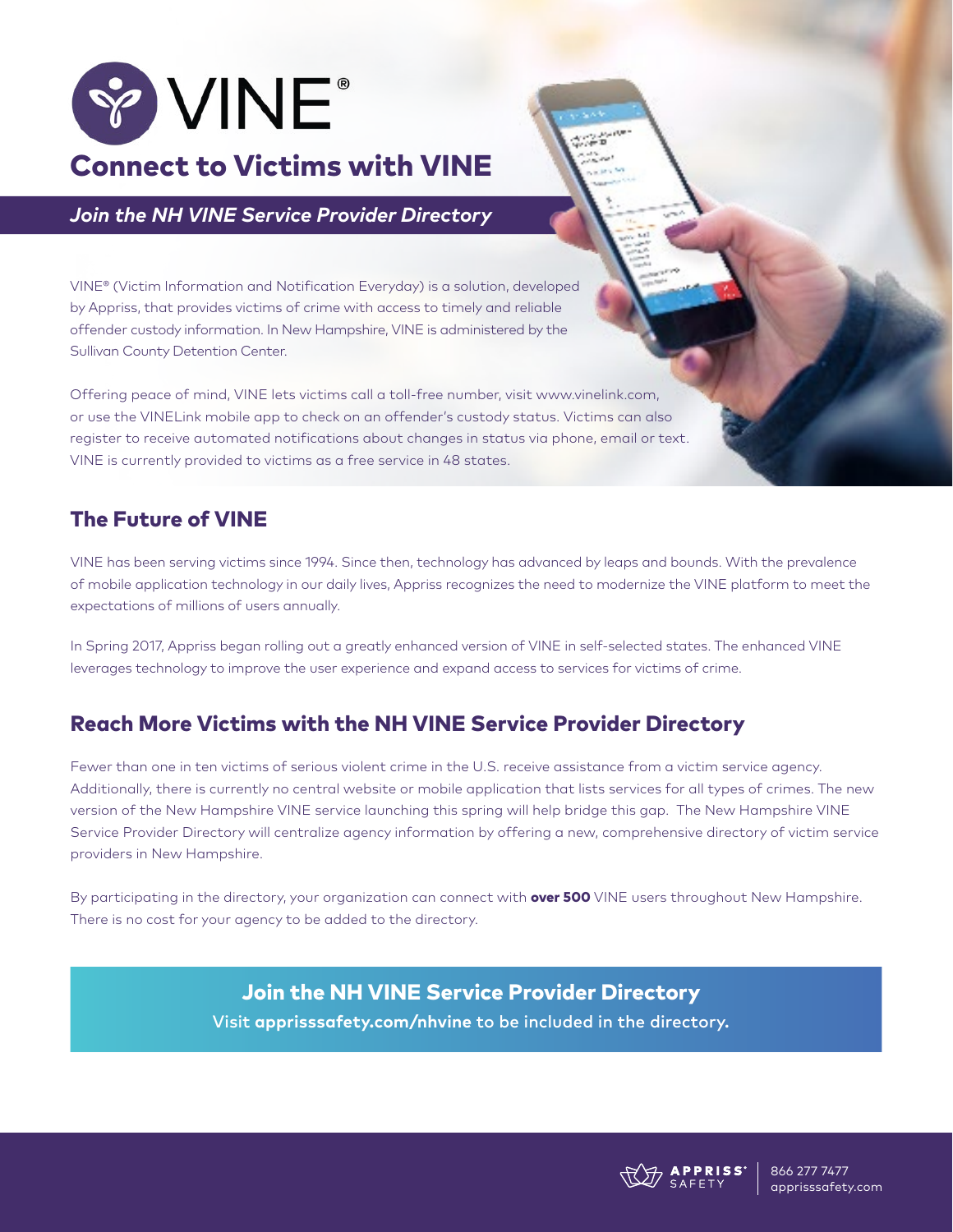# VINE®

## Connect to Victims with VINE

***Join the NH VINE Service Provider Directory***

VINE® (Victim Information and Notification Everyday) is a solution, developed by Appriss, that provides victims of crime with access to timely and reliable offender custody information. In New Hampshire, VINE is administered by the Sullivan County Detention Center.

Offering peace of mind, VINE lets victims call a toll-free number, visit www.vinelink.com, or use the VINELink mobile app to check on an offender's custody status. Victims can also register to receive automated notifications about changes in status via phone, email or text. VINE is currently provided to victims as a free service in 48 states.

## The Future of VINE

VINE has been serving victims since 1994. Since then, technology has advanced by leaps and bounds. With the prevalence of mobile application technology in our daily lives, Appriss recognizes the need to modernize the VINE platform to meet the expectations of millions of users annually.

In Spring 2017, Appriss began rolling out a greatly enhanced version of VINE in self-selected states. The enhanced VINE leverages technology to improve the user experience and expand access to services for victims of crime.

## Reach More Victims with the NH VINE Service Provider Directory

Fewer than one in ten victims of serious violent crime in the U.S. receive assistance from a victim service agency. Additionally, there is currently no central website or mobile application that lists services for all types of crimes. The new version of the New Hampshire VINE service launching this spring will help bridge this gap. The New Hampshire VINE Service Provider Directory will centralize agency information by offering a new, comprehensive directory of victim service providers in New Hampshire.

By participating in the directory, your organization can connect with **over 500** VINE users throughout New Hampshire. There is no cost for your agency to be added to the directory.

**Join the NH VINE Service Provider Directory**

Visit **apprisssafety.com/nhvine** to be included in the directory.

APPRISS® SAFETY | 866 277 7477 | apprisssafety.com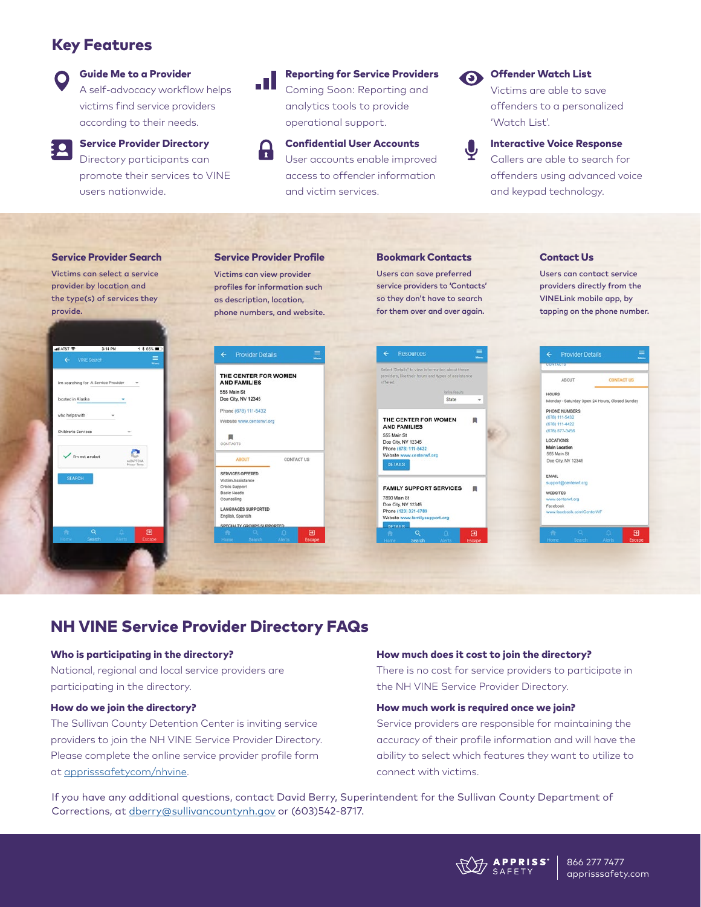## Key Features

**Guide Me to a Provider**
A self-advocacy workflow helps victims find service providers according to their needs.

**Reporting for Service Providers**
Coming Soon: Reporting and analytics tools to provide operational support.

**Offender Watch List**
Victims are able to save offenders to a personalized 'Watch List'.

**Service Provider Directory**
Directory participants can promote their services to VINE users nationwide.

**Confidential User Accounts**
User accounts enable improved access to offender information and victim services.

**Interactive Voice Response**
Callers are able to search for offenders using advanced voice and keypad technology.

**Service Provider Search**
Victims can select a service provider by location and the type(s) of services they provide.

**Service Provider Profile**
Victims can view provider profiles for information such as description, location, phone numbers, and website.

**Bookmark Contacts**
Users can save preferred service providers to 'Contacts' so they don't have to search for them over and over again.

**Contact Us**
Users can contact service providers directly from the VINELink mobile app, by tapping on the phone number.

## NH VINE Service Provider Directory FAQs

**Who is participating in the directory?**
National, regional and local service providers are participating in the directory.

**How do we join the directory?**
The Sullivan County Detention Center is inviting service providers to join the NH VINE Service Provider Directory. Please complete the online service provider profile form at apprisssafetycom/nhvine.

**How much does it cost to join the directory?**
There is no cost for service providers to participate in the NH VINE Service Provider Directory.

**How much work is required once we join?**
Service providers are responsible for maintaining the accuracy of their profile information and will have the ability to select which features they want to utilize to connect with victims.

If you have any additional questions, contact David Berry, Superintendent for the Sullivan County Department of Corrections, at dberry@sullivancountynh.gov or (603)542-8717.

APPRISS SAFETY | 866 277 7477 | apprisssafety.com